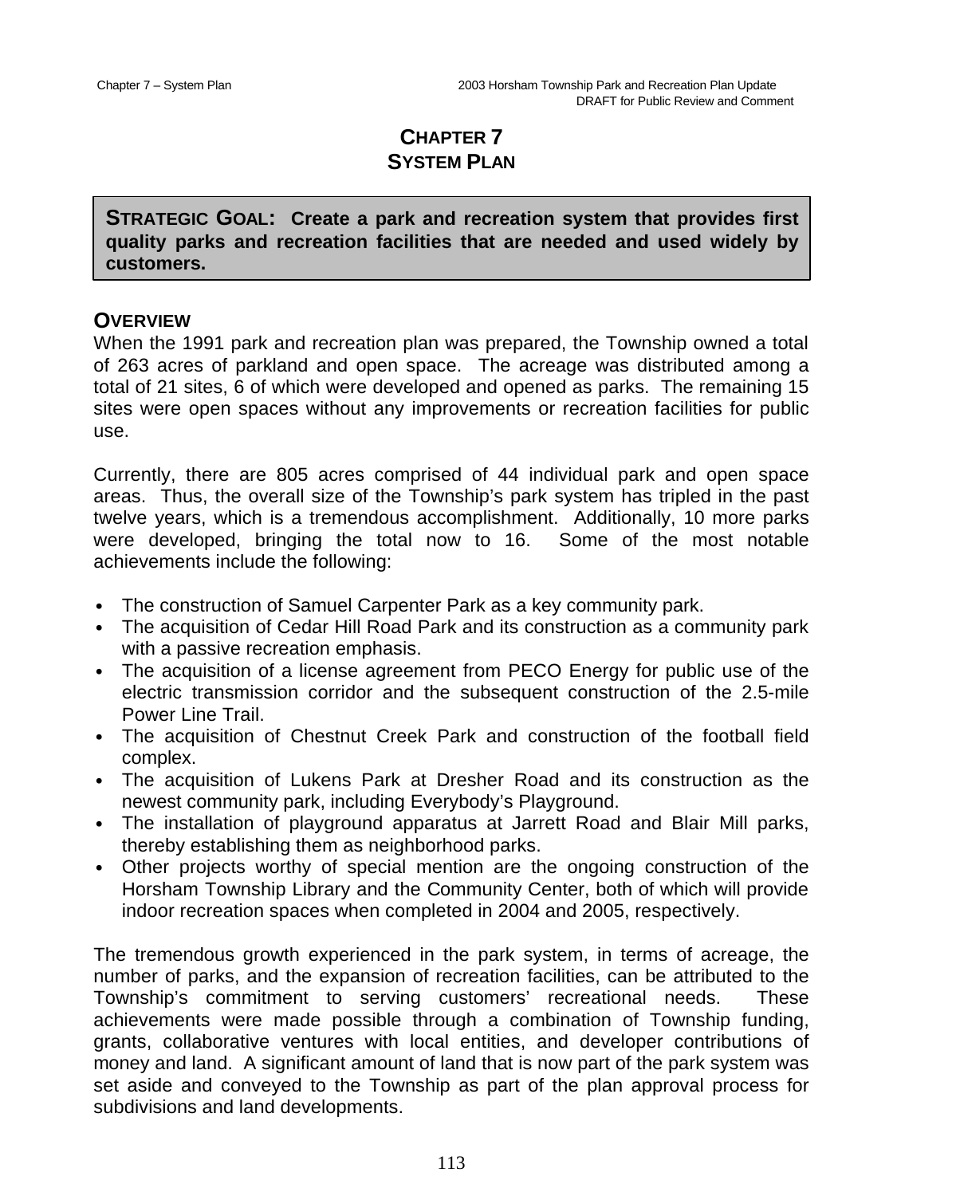# CHAPTER 7
# SYSTEM PLAN

**STRATEGIC GOAL: Create a park and recreation system that provides first quality parks and recreation facilities that are needed and used widely by customers.**

## OVERVIEW

When the 1991 park and recreation plan was prepared, the Township owned a total of 263 acres of parkland and open space. The acreage was distributed among a total of 21 sites, 6 of which were developed and opened as parks. The remaining 15 sites were open spaces without any improvements or recreation facilities for public use.

Currently, there are 805 acres comprised of 44 individual park and open space areas. Thus, the overall size of the Township's park system has tripled in the past twelve years, which is a tremendous accomplishment. Additionally, 10 more parks were developed, bringing the total now to 16. Some of the most notable achievements include the following:

- The construction of Samuel Carpenter Park as a key community park.
- The acquisition of Cedar Hill Road Park and its construction as a community park with a passive recreation emphasis.
- The acquisition of a license agreement from PECO Energy for public use of the electric transmission corridor and the subsequent construction of the 2.5-mile Power Line Trail.
- The acquisition of Chestnut Creek Park and construction of the football field complex.
- The acquisition of Lukens Park at Dresher Road and its construction as the newest community park, including Everybody's Playground.
- The installation of playground apparatus at Jarrett Road and Blair Mill parks, thereby establishing them as neighborhood parks.
- Other projects worthy of special mention are the ongoing construction of the Horsham Township Library and the Community Center, both of which will provide indoor recreation spaces when completed in 2004 and 2005, respectively.

The tremendous growth experienced in the park system, in terms of acreage, the number of parks, and the expansion of recreation facilities, can be attributed to the Township's commitment to serving customers' recreational needs. These achievements were made possible through a combination of Township funding, grants, collaborative ventures with local entities, and developer contributions of money and land. A significant amount of land that is now part of the park system was set aside and conveyed to the Township as part of the plan approval process for subdivisions and land developments.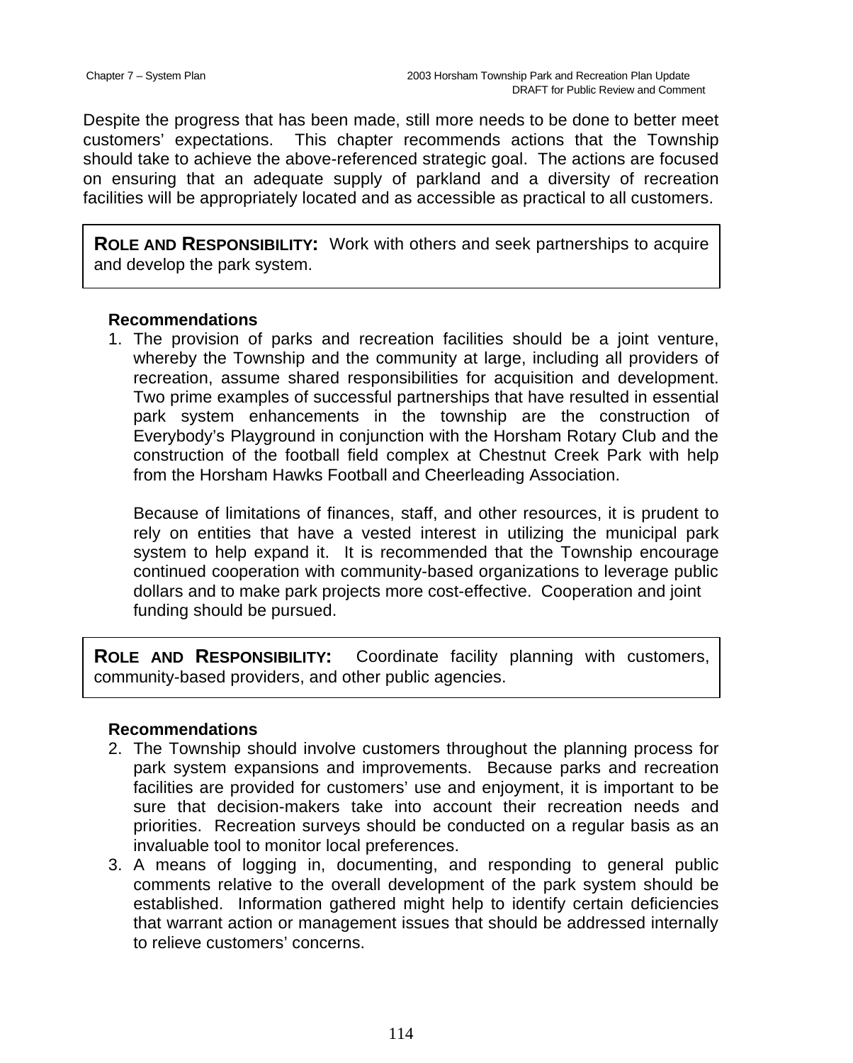Despite the progress that has been made, still more needs to be done to better meet customers' expectations. This chapter recommends actions that the Township should take to achieve the above-referenced strategic goal. The actions are focused on ensuring that an adequate supply of parkland and a diversity of recreation facilities will be appropriately located and as accessible as practical to all customers.

**ROLE AND RESPONSIBILITY:** Work with others and seek partnerships to acquire and develop the park system.

**Recommendations**

1. The provision of parks and recreation facilities should be a joint venture, whereby the Township and the community at large, including all providers of recreation, assume shared responsibilities for acquisition and development. Two prime examples of successful partnerships that have resulted in essential park system enhancements in the township are the construction of Everybody's Playground in conjunction with the Horsham Rotary Club and the construction of the football field complex at Chestnut Creek Park with help from the Horsham Hawks Football and Cheerleading Association.

   Because of limitations of finances, staff, and other resources, it is prudent to rely on entities that have a vested interest in utilizing the municipal park system to help expand it. It is recommended that the Township encourage continued cooperation with community-based organizations to leverage public dollars and to make park projects more cost-effective. Cooperation and joint funding should be pursued.

**ROLE AND RESPONSIBILITY:** Coordinate facility planning with customers, community-based providers, and other public agencies.

**Recommendations**

2. The Township should involve customers throughout the planning process for park system expansions and improvements. Because parks and recreation facilities are provided for customers' use and enjoyment, it is important to be sure that decision-makers take into account their recreation needs and priorities. Recreation surveys should be conducted on a regular basis as an invaluable tool to monitor local preferences.
3. A means of logging in, documenting, and responding to general public comments relative to the overall development of the park system should be established. Information gathered might help to identify certain deficiencies that warrant action or management issues that should be addressed internally to relieve customers' concerns.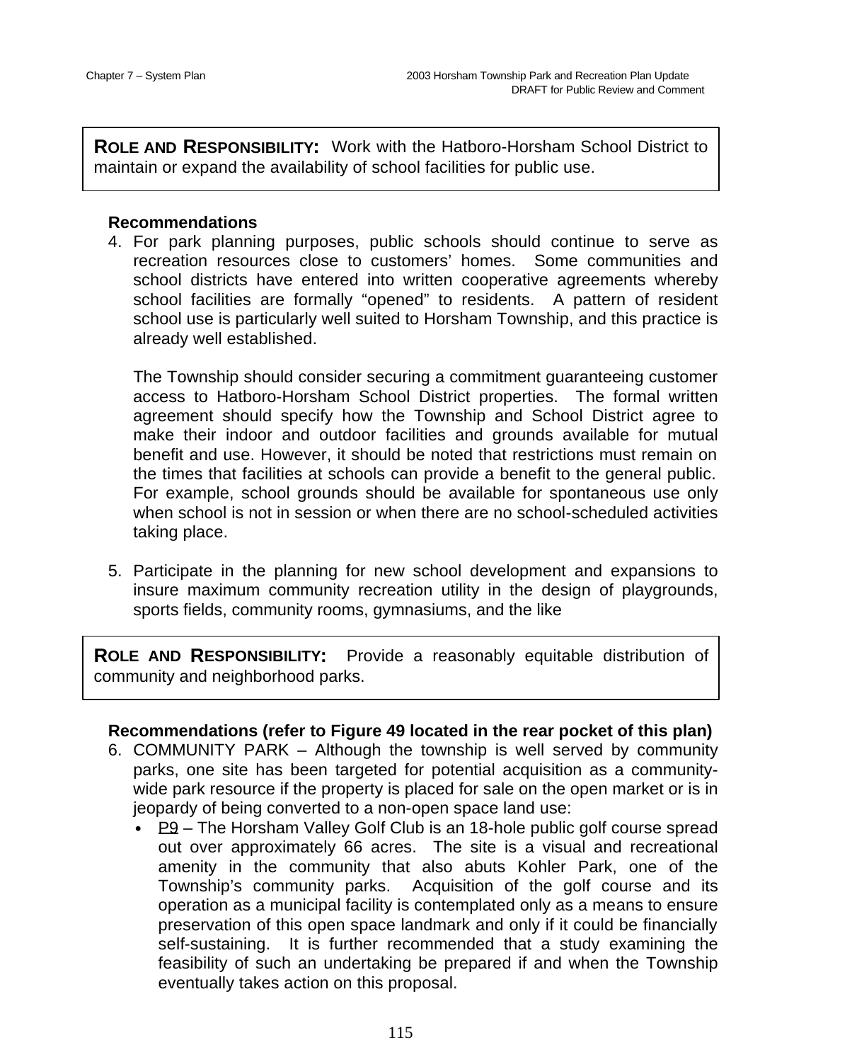**ROLE AND RESPONSIBILITY:** Work with the Hatboro-Horsham School District to maintain or expand the availability of school facilities for public use.

**Recommendations**

4. For park planning purposes, public schools should continue to serve as recreation resources close to customers' homes. Some communities and school districts have entered into written cooperative agreements whereby school facilities are formally "opened" to residents. A pattern of resident school use is particularly well suited to Horsham Township, and this practice is already well established.

   The Township should consider securing a commitment guaranteeing customer access to Hatboro-Horsham School District properties. The formal written agreement should specify how the Township and School District agree to make their indoor and outdoor facilities and grounds available for mutual benefit and use. However, it should be noted that restrictions must remain on the times that facilities at schools can provide a benefit to the general public. For example, school grounds should be available for spontaneous use only when school is not in session or when there are no school-scheduled activities taking place.

5. Participate in the planning for new school development and expansions to insure maximum community recreation utility in the design of playgrounds, sports fields, community rooms, gymnasiums, and the like

**ROLE AND RESPONSIBILITY:** Provide a reasonably equitable distribution of community and neighborhood parks.

**Recommendations (refer to Figure 49 located in the rear pocket of this plan)**

6. COMMUNITY PARK – Although the township is well served by community parks, one site has been targeted for potential acquisition as a community-wide park resource if the property is placed for sale on the open market or is in jeopardy of being converted to a non-open space land use:
   - P9 – The Horsham Valley Golf Club is an 18-hole public golf course spread out over approximately 66 acres. The site is a visual and recreational amenity in the community that also abuts Kohler Park, one of the Township's community parks. Acquisition of the golf course and its operation as a municipal facility is contemplated only as a means to ensure preservation of this open space landmark and only if it could be financially self-sustaining. It is further recommended that a study examining the feasibility of such an undertaking be prepared if and when the Township eventually takes action on this proposal.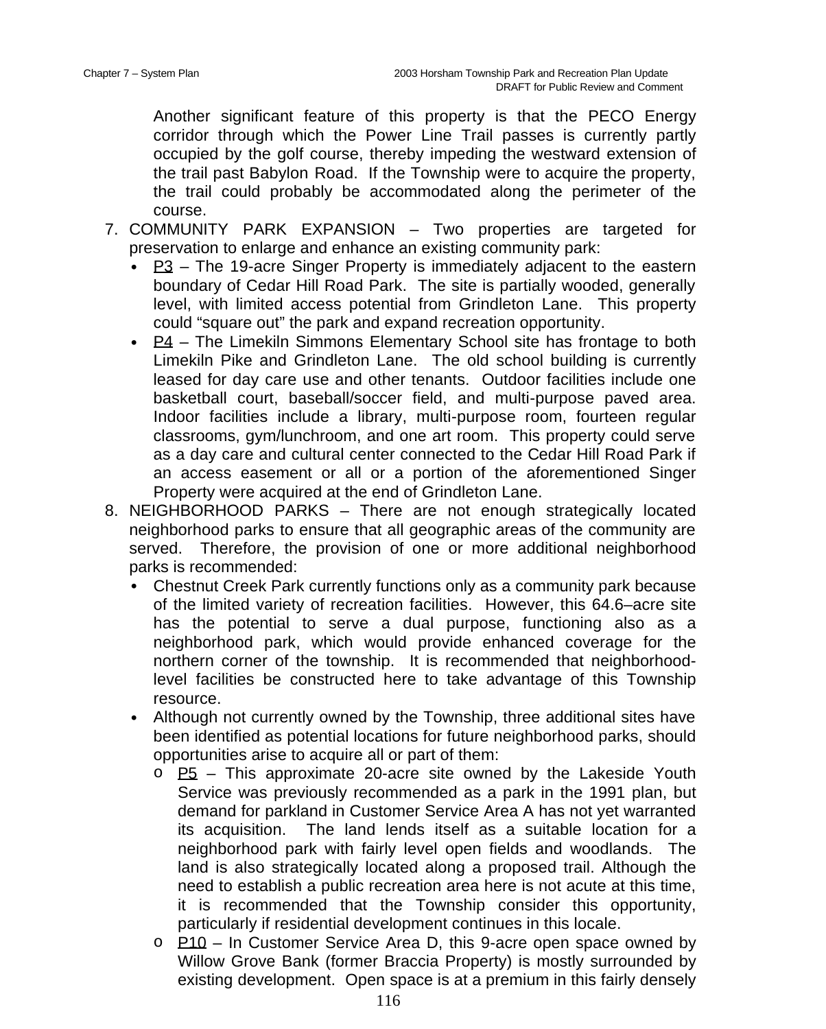Another significant feature of this property is that the PECO Energy corridor through which the Power Line Trail passes is currently partly occupied by the golf course, thereby impeding the westward extension of the trail past Babylon Road. If the Township were to acquire the property, the trail could probably be accommodated along the perimeter of the course.

7. COMMUNITY PARK EXPANSION – Two properties are targeted for preservation to enlarge and enhance an existing community park:
   - P3 – The 19-acre Singer Property is immediately adjacent to the eastern boundary of Cedar Hill Road Park. The site is partially wooded, generally level, with limited access potential from Grindleton Lane. This property could "square out" the park and expand recreation opportunity.
   - P4 – The Limekiln Simmons Elementary School site has frontage to both Limekiln Pike and Grindleton Lane. The old school building is currently leased for day care use and other tenants. Outdoor facilities include one basketball court, baseball/soccer field, and multi-purpose paved area. Indoor facilities include a library, multi-purpose room, fourteen regular classrooms, gym/lunchroom, and one art room. This property could serve as a day care and cultural center connected to the Cedar Hill Road Park if an access easement or all or a portion of the aforementioned Singer Property were acquired at the end of Grindleton Lane.
8. NEIGHBORHOOD PARKS – There are not enough strategically located neighborhood parks to ensure that all geographic areas of the community are served. Therefore, the provision of one or more additional neighborhood parks is recommended:
   - Chestnut Creek Park currently functions only as a community park because of the limited variety of recreation facilities. However, this 64.6–acre site has the potential to serve a dual purpose, functioning also as a neighborhood park, which would provide enhanced coverage for the northern corner of the township. It is recommended that neighborhood-level facilities be constructed here to take advantage of this Township resource.
   - Although not currently owned by the Township, three additional sites have been identified as potential locations for future neighborhood parks, should opportunities arise to acquire all or part of them:
     - P5 – This approximate 20-acre site owned by the Lakeside Youth Service was previously recommended as a park in the 1991 plan, but demand for parkland in Customer Service Area A has not yet warranted its acquisition. The land lends itself as a suitable location for a neighborhood park with fairly level open fields and woodlands. The land is also strategically located along a proposed trail. Although the need to establish a public recreation area here is not acute at this time, it is recommended that the Township consider this opportunity, particularly if residential development continues in this locale.
     - P10 – In Customer Service Area D, this 9-acre open space owned by Willow Grove Bank (former Braccia Property) is mostly surrounded by existing development. Open space is at a premium in this fairly densely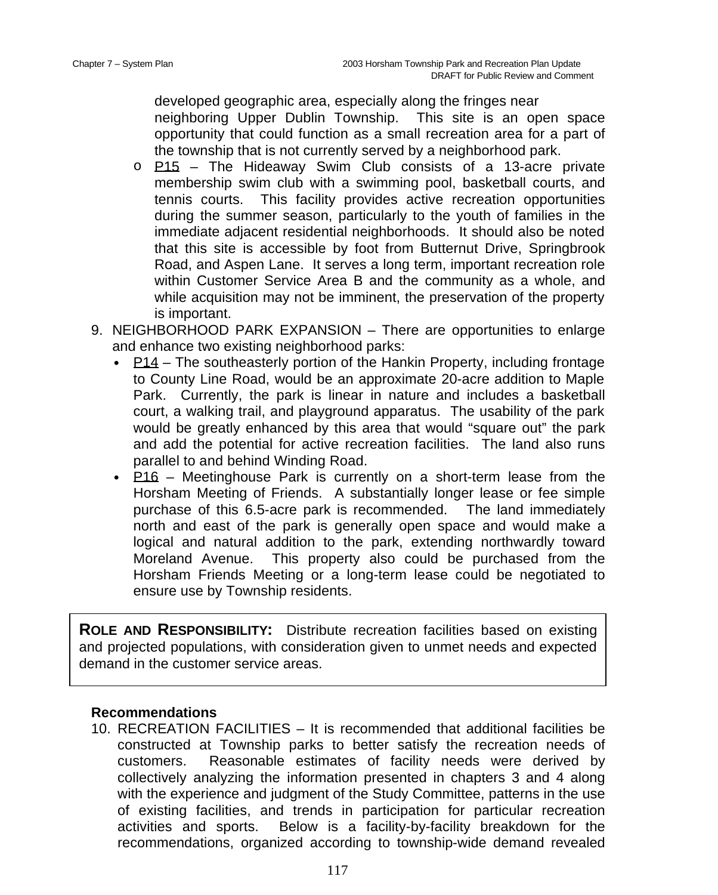developed geographic area, especially along the fringes near neighboring Upper Dublin Township. This site is an open space opportunity that could function as a small recreation area for a part of the township that is not currently served by a neighborhood park.

- P15 – The Hideaway Swim Club consists of a 13-acre private membership swim club with a swimming pool, basketball courts, and tennis courts. This facility provides active recreation opportunities during the summer season, particularly to the youth of families in the immediate adjacent residential neighborhoods. It should also be noted that this site is accessible by foot from Butternut Drive, Springbrook Road, and Aspen Lane. It serves a long term, important recreation role within Customer Service Area B and the community as a whole, and while acquisition may not be imminent, the preservation of the property is important.

9. NEIGHBORHOOD PARK EXPANSION – There are opportunities to enlarge and enhance two existing neighborhood parks:
   - P14 – The southeasterly portion of the Hankin Property, including frontage to County Line Road, would be an approximate 20-acre addition to Maple Park. Currently, the park is linear in nature and includes a basketball court, a walking trail, and playground apparatus. The usability of the park would be greatly enhanced by this area that would "square out" the park and add the potential for active recreation facilities. The land also runs parallel to and behind Winding Road.
   - P16 – Meetinghouse Park is currently on a short-term lease from the Horsham Meeting of Friends. A substantially longer lease or fee simple purchase of this 6.5-acre park is recommended. The land immediately north and east of the park is generally open space and would make a logical and natural addition to the park, extending northwardly toward Moreland Avenue. This property also could be purchased from the Horsham Friends Meeting or a long-term lease could be negotiated to ensure use by Township residents.

**ROLE AND RESPONSIBILITY:** Distribute recreation facilities based on existing and projected populations, with consideration given to unmet needs and expected demand in the customer service areas.

**Recommendations**

10. RECREATION FACILITIES – It is recommended that additional facilities be constructed at Township parks to better satisfy the recreation needs of customers. Reasonable estimates of facility needs were derived by collectively analyzing the information presented in chapters 3 and 4 along with the experience and judgment of the Study Committee, patterns in the use of existing facilities, and trends in participation for particular recreation activities and sports. Below is a facility-by-facility breakdown for the recommendations, organized according to township-wide demand revealed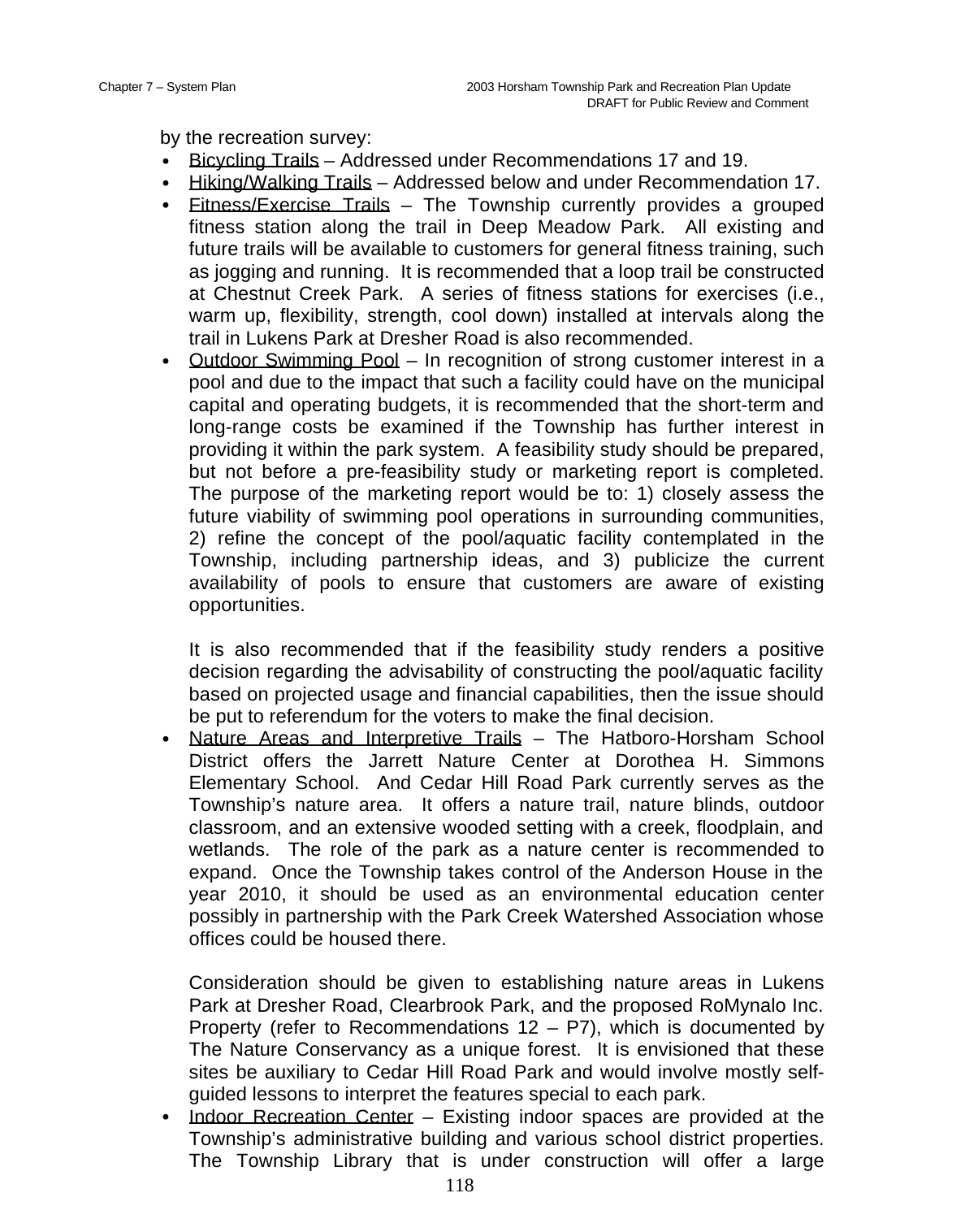by the recreation survey:

- Bicycling Trails – Addressed under Recommendations 17 and 19.
- Hiking/Walking Trails – Addressed below and under Recommendation 17.
- Fitness/Exercise Trails – The Township currently provides a grouped fitness station along the trail in Deep Meadow Park. All existing and future trails will be available to customers for general fitness training, such as jogging and running. It is recommended that a loop trail be constructed at Chestnut Creek Park. A series of fitness stations for exercises (i.e., warm up, flexibility, strength, cool down) installed at intervals along the trail in Lukens Park at Dresher Road is also recommended.
- Outdoor Swimming Pool – In recognition of strong customer interest in a pool and due to the impact that such a facility could have on the municipal capital and operating budgets, it is recommended that the short-term and long-range costs be examined if the Township has further interest in providing it within the park system. A feasibility study should be prepared, but not before a pre-feasibility study or marketing report is completed. The purpose of the marketing report would be to: 1) closely assess the future viability of swimming pool operations in surrounding communities, 2) refine the concept of the pool/aquatic facility contemplated in the Township, including partnership ideas, and 3) publicize the current availability of pools to ensure that customers are aware of existing opportunities.

  It is also recommended that if the feasibility study renders a positive decision regarding the advisability of constructing the pool/aquatic facility based on projected usage and financial capabilities, then the issue should be put to referendum for the voters to make the final decision.
- Nature Areas and Interpretive Trails – The Hatboro-Horsham School District offers the Jarrett Nature Center at Dorothea H. Simmons Elementary School. And Cedar Hill Road Park currently serves as the Township's nature area. It offers a nature trail, nature blinds, outdoor classroom, and an extensive wooded setting with a creek, floodplain, and wetlands. The role of the park as a nature center is recommended to expand. Once the Township takes control of the Anderson House in the year 2010, it should be used as an environmental education center possibly in partnership with the Park Creek Watershed Association whose offices could be housed there.

  Consideration should be given to establishing nature areas in Lukens Park at Dresher Road, Clearbrook Park, and the proposed RoMynalo Inc. Property (refer to Recommendations 12 – P7), which is documented by The Nature Conservancy as a unique forest. It is envisioned that these sites be auxiliary to Cedar Hill Road Park and would involve mostly self-guided lessons to interpret the features special to each park.
- Indoor Recreation Center – Existing indoor spaces are provided at the Township's administrative building and various school district properties. The Township Library that is under construction will offer a large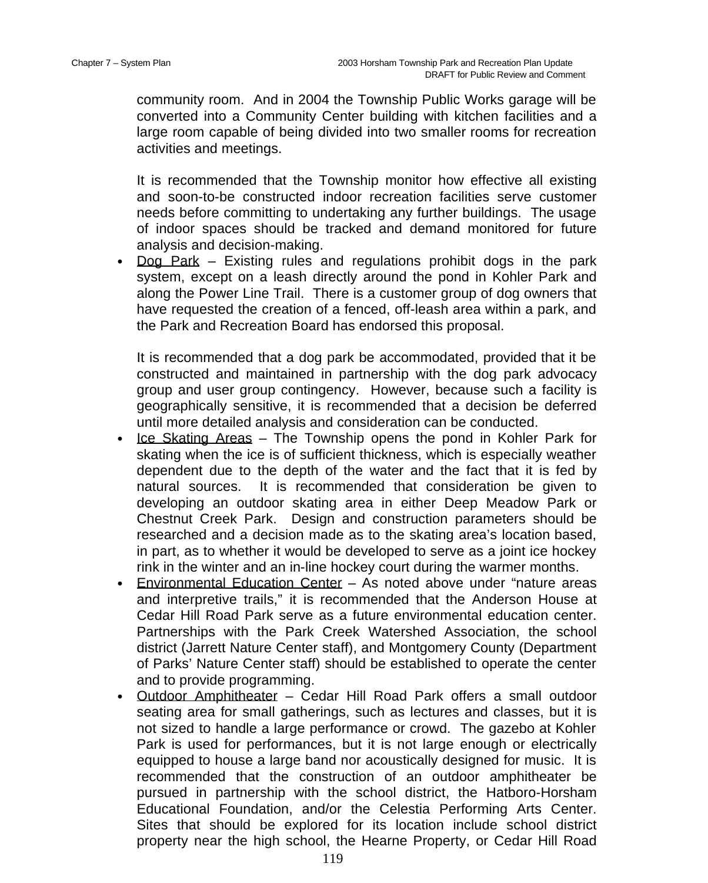community room. And in 2004 the Township Public Works garage will be converted into a Community Center building with kitchen facilities and a large room capable of being divided into two smaller rooms for recreation activities and meetings.

It is recommended that the Township monitor how effective all existing and soon-to-be constructed indoor recreation facilities serve customer needs before committing to undertaking any further buildings. The usage of indoor spaces should be tracked and demand monitored for future analysis and decision-making.

- <u>Dog Park</u> – Existing rules and regulations prohibit dogs in the park system, except on a leash directly around the pond in Kohler Park and along the Power Line Trail. There is a customer group of dog owners that have requested the creation of a fenced, off-leash area within a park, and the Park and Recreation Board has endorsed this proposal.

  It is recommended that a dog park be accommodated, provided that it be constructed and maintained in partnership with the dog park advocacy group and user group contingency. However, because such a facility is geographically sensitive, it is recommended that a decision be deferred until more detailed analysis and consideration can be conducted.
- <u>Ice Skating Areas</u> – The Township opens the pond in Kohler Park for skating when the ice is of sufficient thickness, which is especially weather dependent due to the depth of the water and the fact that it is fed by natural sources. It is recommended that consideration be given to developing an outdoor skating area in either Deep Meadow Park or Chestnut Creek Park. Design and construction parameters should be researched and a decision made as to the skating area's location based, in part, as to whether it would be developed to serve as a joint ice hockey rink in the winter and an in-line hockey court during the warmer months.
- <u>Environmental Education Center</u> – As noted above under "nature areas and interpretive trails," it is recommended that the Anderson House at Cedar Hill Road Park serve as a future environmental education center. Partnerships with the Park Creek Watershed Association, the school district (Jarrett Nature Center staff), and Montgomery County (Department of Parks' Nature Center staff) should be established to operate the center and to provide programming.
- <u>Outdoor Amphitheater</u> – Cedar Hill Road Park offers a small outdoor seating area for small gatherings, such as lectures and classes, but it is not sized to handle a large performance or crowd. The gazebo at Kohler Park is used for performances, but it is not large enough or electrically equipped to house a large band nor acoustically designed for music. It is recommended that the construction of an outdoor amphitheater be pursued in partnership with the school district, the Hatboro-Horsham Educational Foundation, and/or the Celestia Performing Arts Center. Sites that should be explored for its location include school district property near the high school, the Hearne Property, or Cedar Hill Road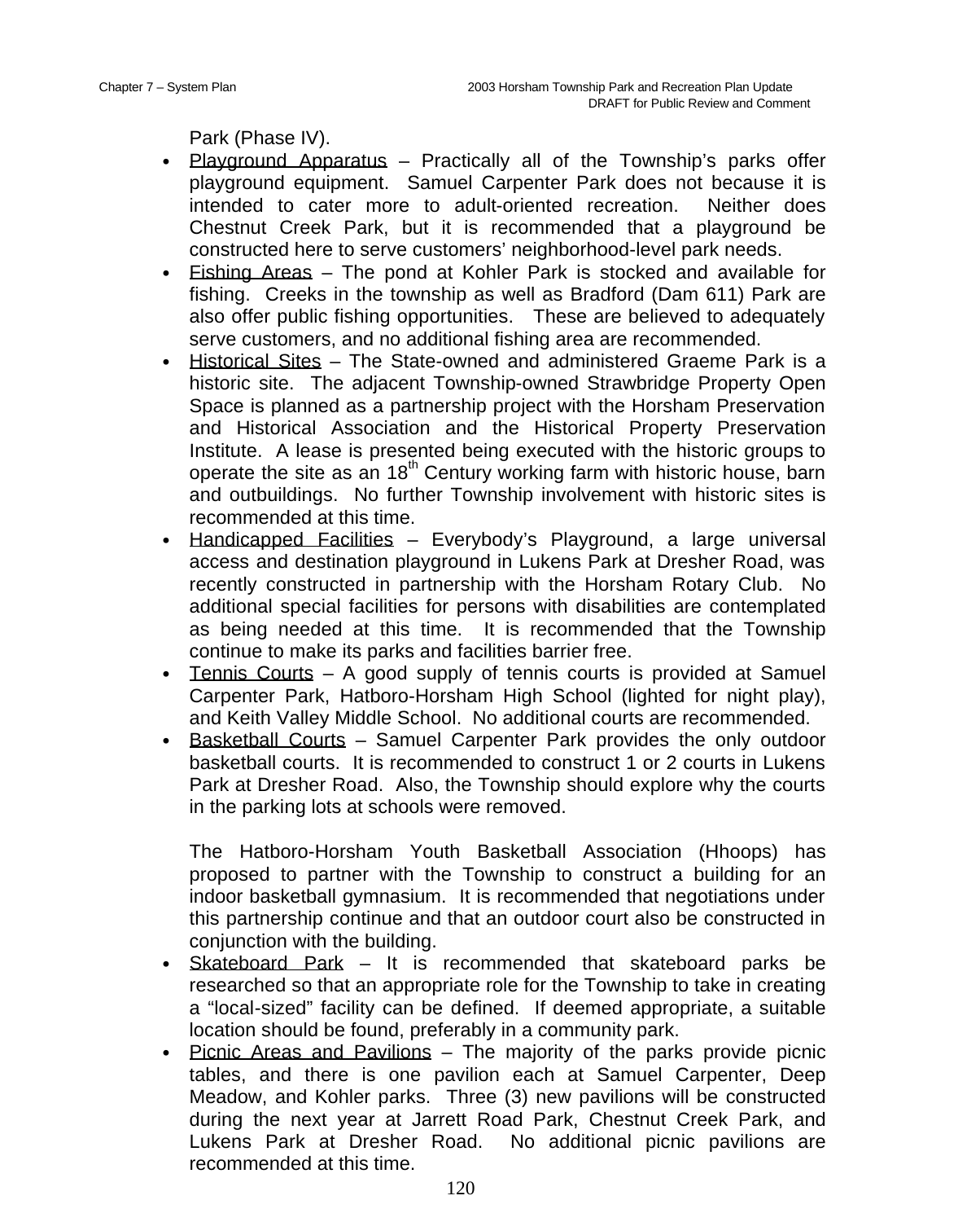Park (Phase IV).

- Playground Apparatus – Practically all of the Township's parks offer playground equipment. Samuel Carpenter Park does not because it is intended to cater more to adult-oriented recreation. Neither does Chestnut Creek Park, but it is recommended that a playground be constructed here to serve customers' neighborhood-level park needs.
- Fishing Areas – The pond at Kohler Park is stocked and available for fishing. Creeks in the township as well as Bradford (Dam 611) Park are also offer public fishing opportunities. These are believed to adequately serve customers, and no additional fishing area are recommended.
- Historical Sites – The State-owned and administered Graeme Park is a historic site. The adjacent Township-owned Strawbridge Property Open Space is planned as a partnership project with the Horsham Preservation and Historical Association and the Historical Property Preservation Institute. A lease is presented being executed with the historic groups to operate the site as an 18th Century working farm with historic house, barn and outbuildings. No further Township involvement with historic sites is recommended at this time.
- Handicapped Facilities – Everybody's Playground, a large universal access and destination playground in Lukens Park at Dresher Road, was recently constructed in partnership with the Horsham Rotary Club. No additional special facilities for persons with disabilities are contemplated as being needed at this time. It is recommended that the Township continue to make its parks and facilities barrier free.
- Tennis Courts – A good supply of tennis courts is provided at Samuel Carpenter Park, Hatboro-Horsham High School (lighted for night play), and Keith Valley Middle School. No additional courts are recommended.
- Basketball Courts – Samuel Carpenter Park provides the only outdoor basketball courts. It is recommended to construct 1 or 2 courts in Lukens Park at Dresher Road. Also, the Township should explore why the courts in the parking lots at schools were removed.

  The Hatboro-Horsham Youth Basketball Association (Hhoops) has proposed to partner with the Township to construct a building for an indoor basketball gymnasium. It is recommended that negotiations under this partnership continue and that an outdoor court also be constructed in conjunction with the building.
- Skateboard Park – It is recommended that skateboard parks be researched so that an appropriate role for the Township to take in creating a "local-sized" facility can be defined. If deemed appropriate, a suitable location should be found, preferably in a community park.
- Picnic Areas and Pavilions – The majority of the parks provide picnic tables, and there is one pavilion each at Samuel Carpenter, Deep Meadow, and Kohler parks. Three (3) new pavilions will be constructed during the next year at Jarrett Road Park, Chestnut Creek Park, and Lukens Park at Dresher Road. No additional picnic pavilions are recommended at this time.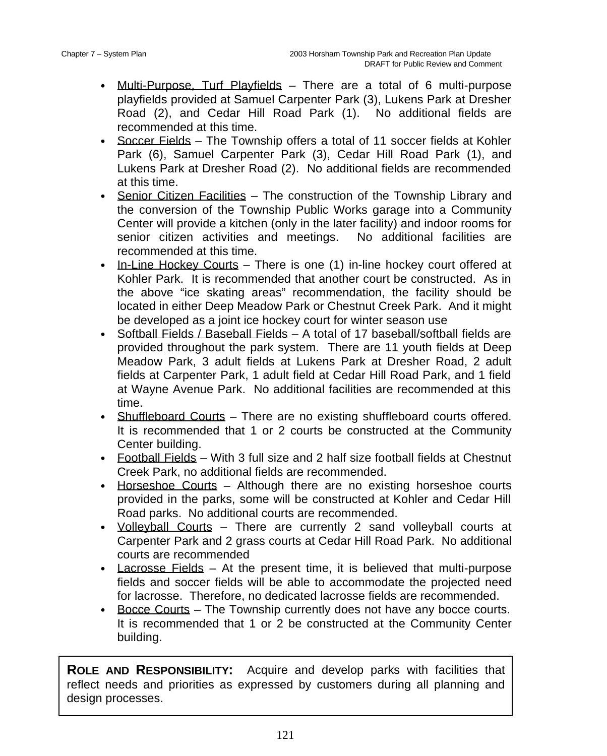- Multi-Purpose, Turf Playfields – There are a total of 6 multi-purpose playfields provided at Samuel Carpenter Park (3), Lukens Park at Dresher Road (2), and Cedar Hill Road Park (1). No additional fields are recommended at this time.
- Soccer Fields – The Township offers a total of 11 soccer fields at Kohler Park (6), Samuel Carpenter Park (3), Cedar Hill Road Park (1), and Lukens Park at Dresher Road (2). No additional fields are recommended at this time.
- Senior Citizen Facilities – The construction of the Township Library and the conversion of the Township Public Works garage into a Community Center will provide a kitchen (only in the later facility) and indoor rooms for senior citizen activities and meetings. No additional facilities are recommended at this time.
- In-Line Hockey Courts – There is one (1) in-line hockey court offered at Kohler Park. It is recommended that another court be constructed. As in the above "ice skating areas" recommendation, the facility should be located in either Deep Meadow Park or Chestnut Creek Park. And it might be developed as a joint ice hockey court for winter season use
- Softball Fields / Baseball Fields – A total of 17 baseball/softball fields are provided throughout the park system. There are 11 youth fields at Deep Meadow Park, 3 adult fields at Lukens Park at Dresher Road, 2 adult fields at Carpenter Park, 1 adult field at Cedar Hill Road Park, and 1 field at Wayne Avenue Park. No additional facilities are recommended at this time.
- Shuffleboard Courts – There are no existing shuffleboard courts offered. It is recommended that 1 or 2 courts be constructed at the Community Center building.
- Football Fields – With 3 full size and 2 half size football fields at Chestnut Creek Park, no additional fields are recommended.
- Horseshoe Courts – Although there are no existing horseshoe courts provided in the parks, some will be constructed at Kohler and Cedar Hill Road parks. No additional courts are recommended.
- Volleyball Courts – There are currently 2 sand volleyball courts at Carpenter Park and 2 grass courts at Cedar Hill Road Park. No additional courts are recommended
- Lacrosse Fields – At the present time, it is believed that multi-purpose fields and soccer fields will be able to accommodate the projected need for lacrosse. Therefore, no dedicated lacrosse fields are recommended.
- Bocce Courts – The Township currently does not have any bocce courts. It is recommended that 1 or 2 be constructed at the Community Center building.

**ROLE AND RESPONSIBILITY:** Acquire and develop parks with facilities that reflect needs and priorities as expressed by customers during all planning and design processes.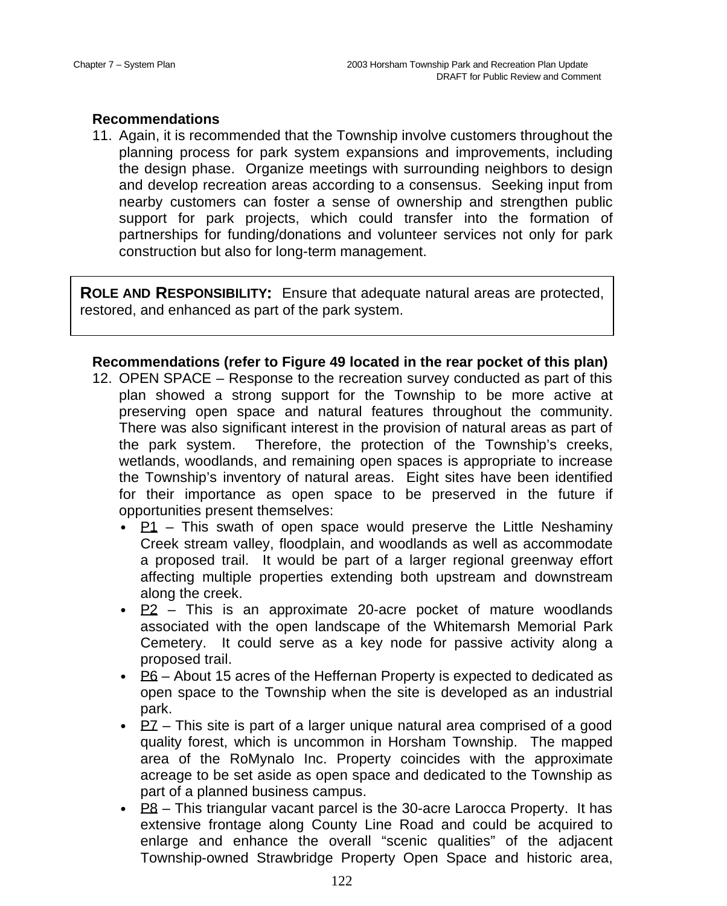**Recommendations**

11. Again, it is recommended that the Township involve customers throughout the planning process for park system expansions and improvements, including the design phase. Organize meetings with surrounding neighbors to design and develop recreation areas according to a consensus. Seeking input from nearby customers can foster a sense of ownership and strengthen public support for park projects, which could transfer into the formation of partnerships for funding/donations and volunteer services not only for park construction but also for long-term management.

**ROLE AND RESPONSIBILITY:** Ensure that adequate natural areas are protected, restored, and enhanced as part of the park system.

**Recommendations (refer to Figure 49 located in the rear pocket of this plan)**

12. OPEN SPACE – Response to the recreation survey conducted as part of this plan showed a strong support for the Township to be more active at preserving open space and natural features throughout the community. There was also significant interest in the provision of natural areas as part of the park system. Therefore, the protection of the Township's creeks, wetlands, woodlands, and remaining open spaces is appropriate to increase the Township's inventory of natural areas. Eight sites have been identified for their importance as open space to be preserved in the future if opportunities present themselves:
    - P1 – This swath of open space would preserve the Little Neshaminy Creek stream valley, floodplain, and woodlands as well as accommodate a proposed trail. It would be part of a larger regional greenway effort affecting multiple properties extending both upstream and downstream along the creek.
    - P2 – This is an approximate 20-acre pocket of mature woodlands associated with the open landscape of the Whitemarsh Memorial Park Cemetery. It could serve as a key node for passive activity along a proposed trail.
    - P6 – About 15 acres of the Heffernan Property is expected to dedicated as open space to the Township when the site is developed as an industrial park.
    - P7 – This site is part of a larger unique natural area comprised of a good quality forest, which is uncommon in Horsham Township. The mapped area of the RoMynalo Inc. Property coincides with the approximate acreage to be set aside as open space and dedicated to the Township as part of a planned business campus.
    - P8 – This triangular vacant parcel is the 30-acre Larocca Property. It has extensive frontage along County Line Road and could be acquired to enlarge and enhance the overall "scenic qualities" of the adjacent Township-owned Strawbridge Property Open Space and historic area,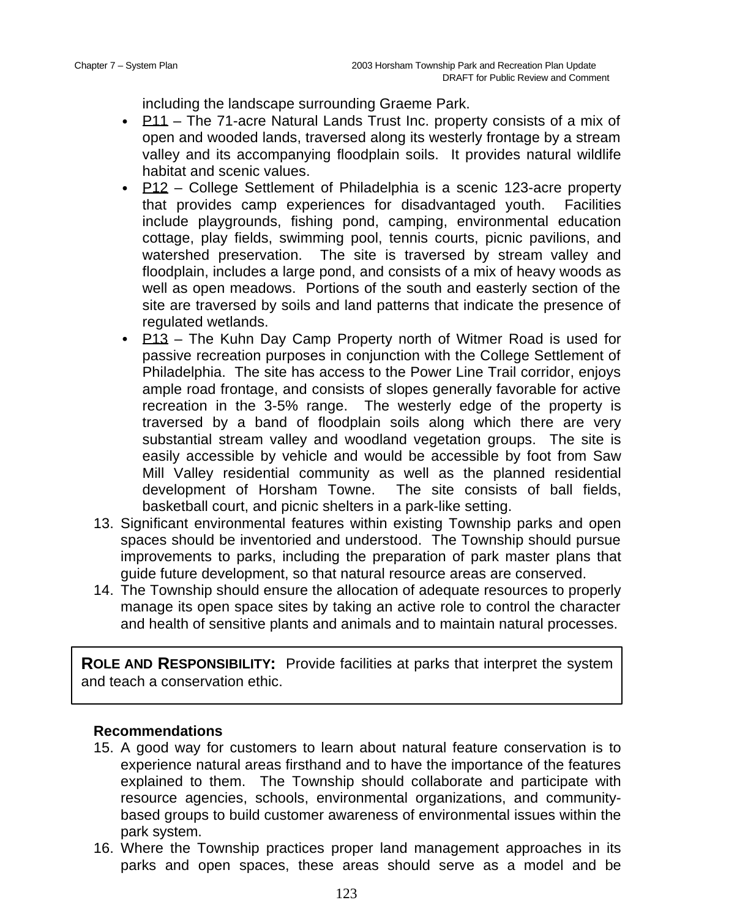including the landscape surrounding Graeme Park.

- P11 – The 71-acre Natural Lands Trust Inc. property consists of a mix of open and wooded lands, traversed along its westerly frontage by a stream valley and its accompanying floodplain soils. It provides natural wildlife habitat and scenic values.
- P12 – College Settlement of Philadelphia is a scenic 123-acre property that provides camp experiences for disadvantaged youth. Facilities include playgrounds, fishing pond, camping, environmental education cottage, play fields, swimming pool, tennis courts, picnic pavilions, and watershed preservation. The site is traversed by stream valley and floodplain, includes a large pond, and consists of a mix of heavy woods as well as open meadows. Portions of the south and easterly section of the site are traversed by soils and land patterns that indicate the presence of regulated wetlands.
- P13 – The Kuhn Day Camp Property north of Witmer Road is used for passive recreation purposes in conjunction with the College Settlement of Philadelphia. The site has access to the Power Line Trail corridor, enjoys ample road frontage, and consists of slopes generally favorable for active recreation in the 3-5% range. The westerly edge of the property is traversed by a band of floodplain soils along which there are very substantial stream valley and woodland vegetation groups. The site is easily accessible by vehicle and would be accessible by foot from Saw Mill Valley residential community as well as the planned residential development of Horsham Towne. The site consists of ball fields, basketball court, and picnic shelters in a park-like setting.

13. Significant environmental features within existing Township parks and open spaces should be inventoried and understood. The Township should pursue improvements to parks, including the preparation of park master plans that guide future development, so that natural resource areas are conserved.
14. The Township should ensure the allocation of adequate resources to properly manage its open space sites by taking an active role to control the character and health of sensitive plants and animals and to maintain natural processes.

**ROLE AND RESPONSIBILITY:** Provide facilities at parks that interpret the system and teach a conservation ethic.

**Recommendations**

15. A good way for customers to learn about natural feature conservation is to experience natural areas firsthand and to have the importance of the features explained to them. The Township should collaborate and participate with resource agencies, schools, environmental organizations, and community-based groups to build customer awareness of environmental issues within the park system.
16. Where the Township practices proper land management approaches in its parks and open spaces, these areas should serve as a model and be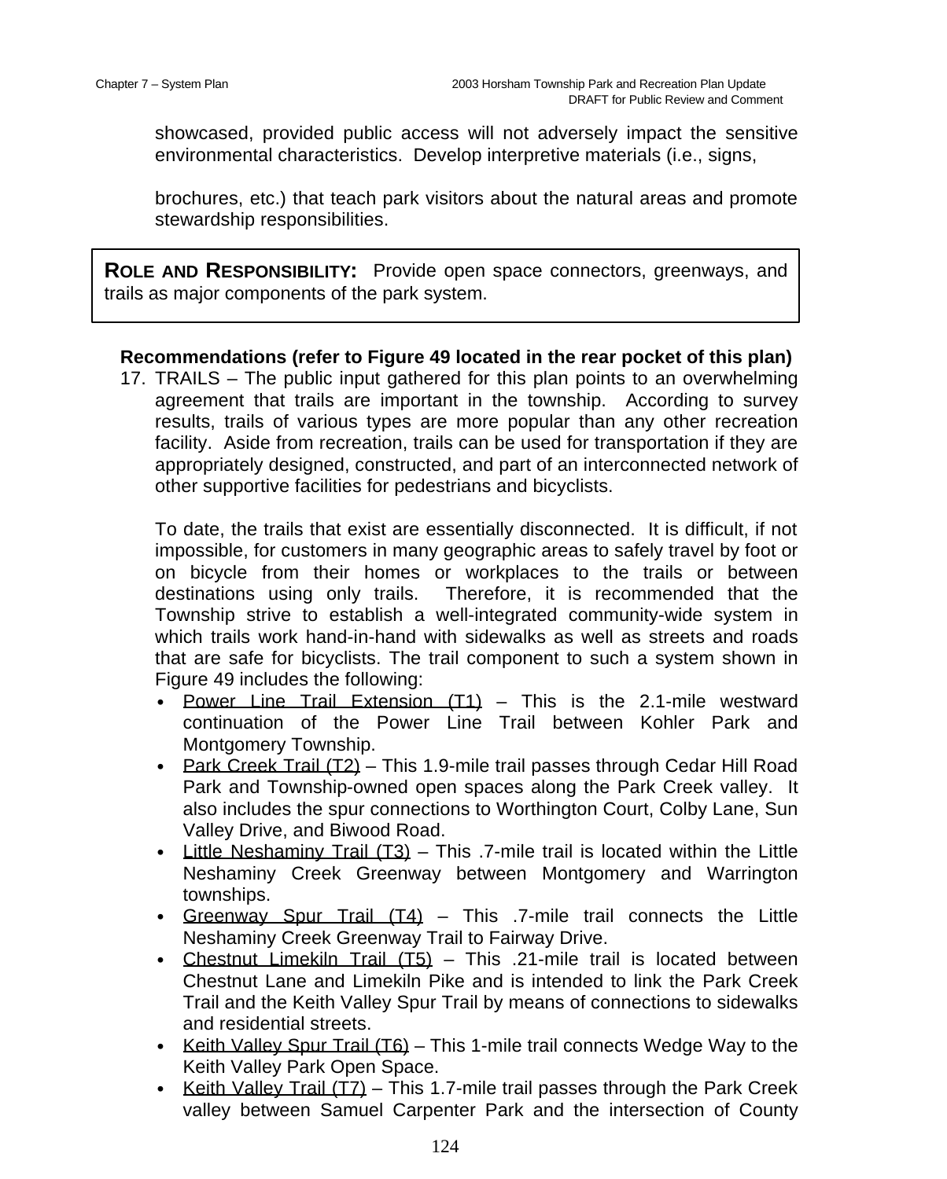showcased, provided public access will not adversely impact the sensitive environmental characteristics. Develop interpretive materials (i.e., signs,

brochures, etc.) that teach park visitors about the natural areas and promote stewardship responsibilities.

> **ROLE AND RESPONSIBILITY:** Provide open space connectors, greenways, and trails as major components of the park system.

**Recommendations (refer to Figure 49 located in the rear pocket of this plan)**

17. TRAILS – The public input gathered for this plan points to an overwhelming agreement that trails are important in the township. According to survey results, trails of various types are more popular than any other recreation facility. Aside from recreation, trails can be used for transportation if they are appropriately designed, constructed, and part of an interconnected network of other supportive facilities for pedestrians and bicyclists.

    To date, the trails that exist are essentially disconnected. It is difficult, if not impossible, for customers in many geographic areas to safely travel by foot or on bicycle from their homes or workplaces to the trails or between destinations using only trails. Therefore, it is recommended that the Township strive to establish a well-integrated community-wide system in which trails work hand-in-hand with sidewalks as well as streets and roads that are safe for bicyclists. The trail component to such a system shown in Figure 49 includes the following:

    - <u>Power Line Trail Extension (T1)</u> – This is the 2.1-mile westward continuation of the Power Line Trail between Kohler Park and Montgomery Township.
    - <u>Park Creek Trail (T2)</u> – This 1.9-mile trail passes through Cedar Hill Road Park and Township-owned open spaces along the Park Creek valley. It also includes the spur connections to Worthington Court, Colby Lane, Sun Valley Drive, and Biwood Road.
    - <u>Little Neshaminy Trail (T3)</u> – This .7-mile trail is located within the Little Neshaminy Creek Greenway between Montgomery and Warrington townships.
    - <u>Greenway Spur Trail (T4)</u> – This .7-mile trail connects the Little Neshaminy Creek Greenway Trail to Fairway Drive.
    - <u>Chestnut Limekiln Trail (T5)</u> – This .21-mile trail is located between Chestnut Lane and Limekiln Pike and is intended to link the Park Creek Trail and the Keith Valley Spur Trail by means of connections to sidewalks and residential streets.
    - <u>Keith Valley Spur Trail (T6)</u> – This 1-mile trail connects Wedge Way to the Keith Valley Park Open Space.
    - <u>Keith Valley Trail (T7)</u> – This 1.7-mile trail passes through the Park Creek valley between Samuel Carpenter Park and the intersection of County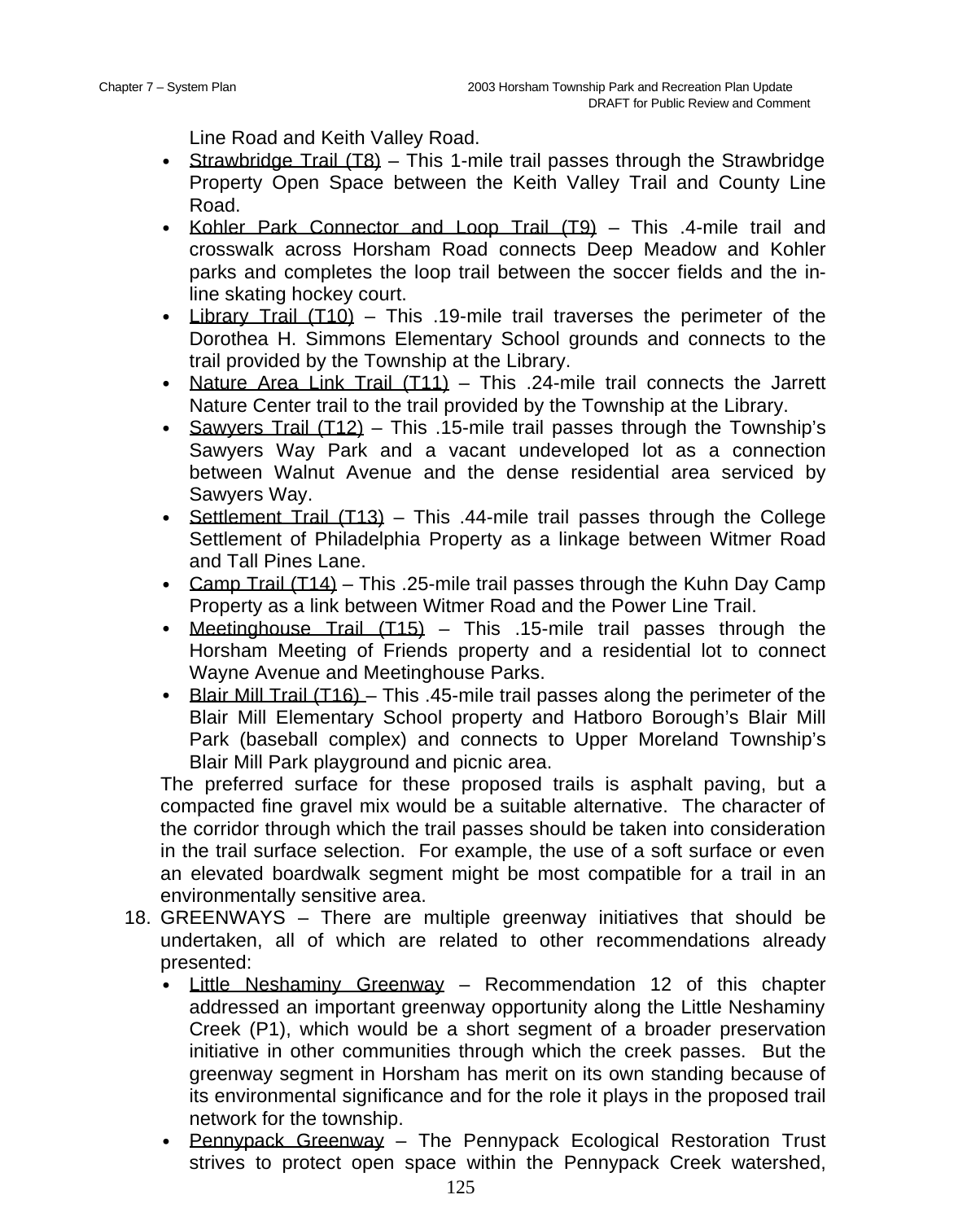Line Road and Keith Valley Road.

- Strawbridge Trail (T8) – This 1-mile trail passes through the Strawbridge Property Open Space between the Keith Valley Trail and County Line Road.
- Kohler Park Connector and Loop Trail (T9) – This .4-mile trail and crosswalk across Horsham Road connects Deep Meadow and Kohler parks and completes the loop trail between the soccer fields and the in-line skating hockey court.
- Library Trail (T10) – This .19-mile trail traverses the perimeter of the Dorothea H. Simmons Elementary School grounds and connects to the trail provided by the Township at the Library.
- Nature Area Link Trail (T11) – This .24-mile trail connects the Jarrett Nature Center trail to the trail provided by the Township at the Library.
- Sawyers Trail (T12) – This .15-mile trail passes through the Township's Sawyers Way Park and a vacant undeveloped lot as a connection between Walnut Avenue and the dense residential area serviced by Sawyers Way.
- Settlement Trail (T13) – This .44-mile trail passes through the College Settlement of Philadelphia Property as a linkage between Witmer Road and Tall Pines Lane.
- Camp Trail (T14) – This .25-mile trail passes through the Kuhn Day Camp Property as a link between Witmer Road and the Power Line Trail.
- Meetinghouse Trail (T15) – This .15-mile trail passes through the Horsham Meeting of Friends property and a residential lot to connect Wayne Avenue and Meetinghouse Parks.
- Blair Mill Trail (T16) – This .45-mile trail passes along the perimeter of the Blair Mill Elementary School property and Hatboro Borough's Blair Mill Park (baseball complex) and connects to Upper Moreland Township's Blair Mill Park playground and picnic area.

The preferred surface for these proposed trails is asphalt paving, but a compacted fine gravel mix would be a suitable alternative. The character of the corridor through which the trail passes should be taken into consideration in the trail surface selection. For example, the use of a soft surface or even an elevated boardwalk segment might be most compatible for a trail in an environmentally sensitive area.

18. GREENWAYS – There are multiple greenway initiatives that should be undertaken, all of which are related to other recommendations already presented:
    - Little Neshaminy Greenway – Recommendation 12 of this chapter addressed an important greenway opportunity along the Little Neshaminy Creek (P1), which would be a short segment of a broader preservation initiative in other communities through which the creek passes. But the greenway segment in Horsham has merit on its own standing because of its environmental significance and for the role it plays in the proposed trail network for the township.
    - Pennypack Greenway – The Pennypack Ecological Restoration Trust strives to protect open space within the Pennypack Creek watershed,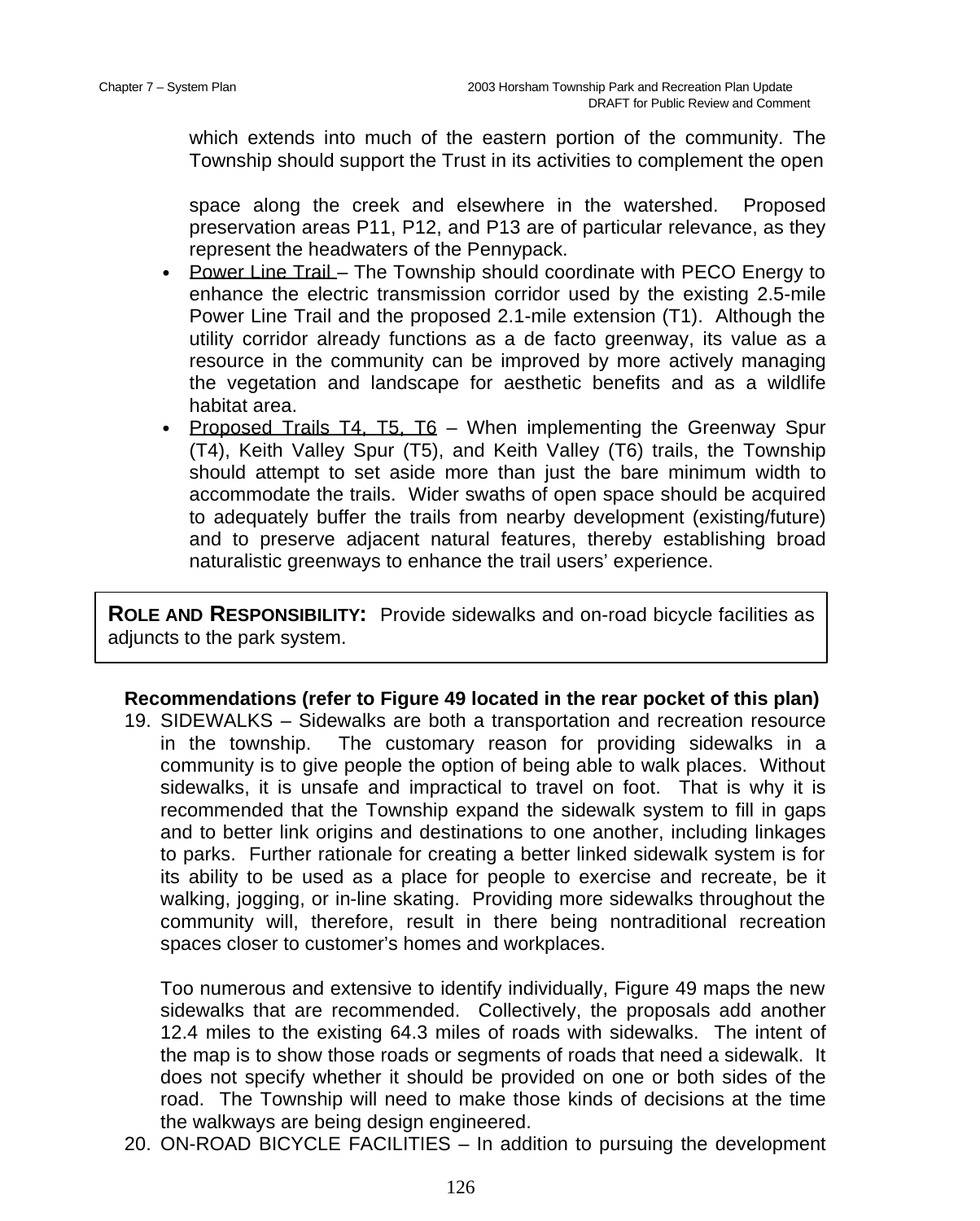which extends into much of the eastern portion of the community. The Township should support the Trust in its activities to complement the open

space along the creek and elsewhere in the watershed. Proposed preservation areas P11, P12, and P13 are of particular relevance, as they represent the headwaters of the Pennypack.

- Power Line Trail – The Township should coordinate with PECO Energy to enhance the electric transmission corridor used by the existing 2.5-mile Power Line Trail and the proposed 2.1-mile extension (T1). Although the utility corridor already functions as a de facto greenway, its value as a resource in the community can be improved by more actively managing the vegetation and landscape for aesthetic benefits and as a wildlife habitat area.
- Proposed Trails T4, T5, T6 – When implementing the Greenway Spur (T4), Keith Valley Spur (T5), and Keith Valley (T6) trails, the Township should attempt to set aside more than just the bare minimum width to accommodate the trails. Wider swaths of open space should be acquired to adequately buffer the trails from nearby development (existing/future) and to preserve adjacent natural features, thereby establishing broad naturalistic greenways to enhance the trail users' experience.

**ROLE AND RESPONSIBILITY:** Provide sidewalks and on-road bicycle facilities as adjuncts to the park system.

**Recommendations (refer to Figure 49 located in the rear pocket of this plan)**

19. SIDEWALKS – Sidewalks are both a transportation and recreation resource in the township. The customary reason for providing sidewalks in a community is to give people the option of being able to walk places. Without sidewalks, it is unsafe and impractical to travel on foot. That is why it is recommended that the Township expand the sidewalk system to fill in gaps and to better link origins and destinations to one another, including linkages to parks. Further rationale for creating a better linked sidewalk system is for its ability to be used as a place for people to exercise and recreate, be it walking, jogging, or in-line skating. Providing more sidewalks throughout the community will, therefore, result in there being nontraditional recreation spaces closer to customer's homes and workplaces.

    Too numerous and extensive to identify individually, Figure 49 maps the new sidewalks that are recommended. Collectively, the proposals add another 12.4 miles to the existing 64.3 miles of roads with sidewalks. The intent of the map is to show those roads or segments of roads that need a sidewalk. It does not specify whether it should be provided on one or both sides of the road. The Township will need to make those kinds of decisions at the time the walkways are being design engineered.

20. ON-ROAD BICYCLE FACILITIES – In addition to pursuing the development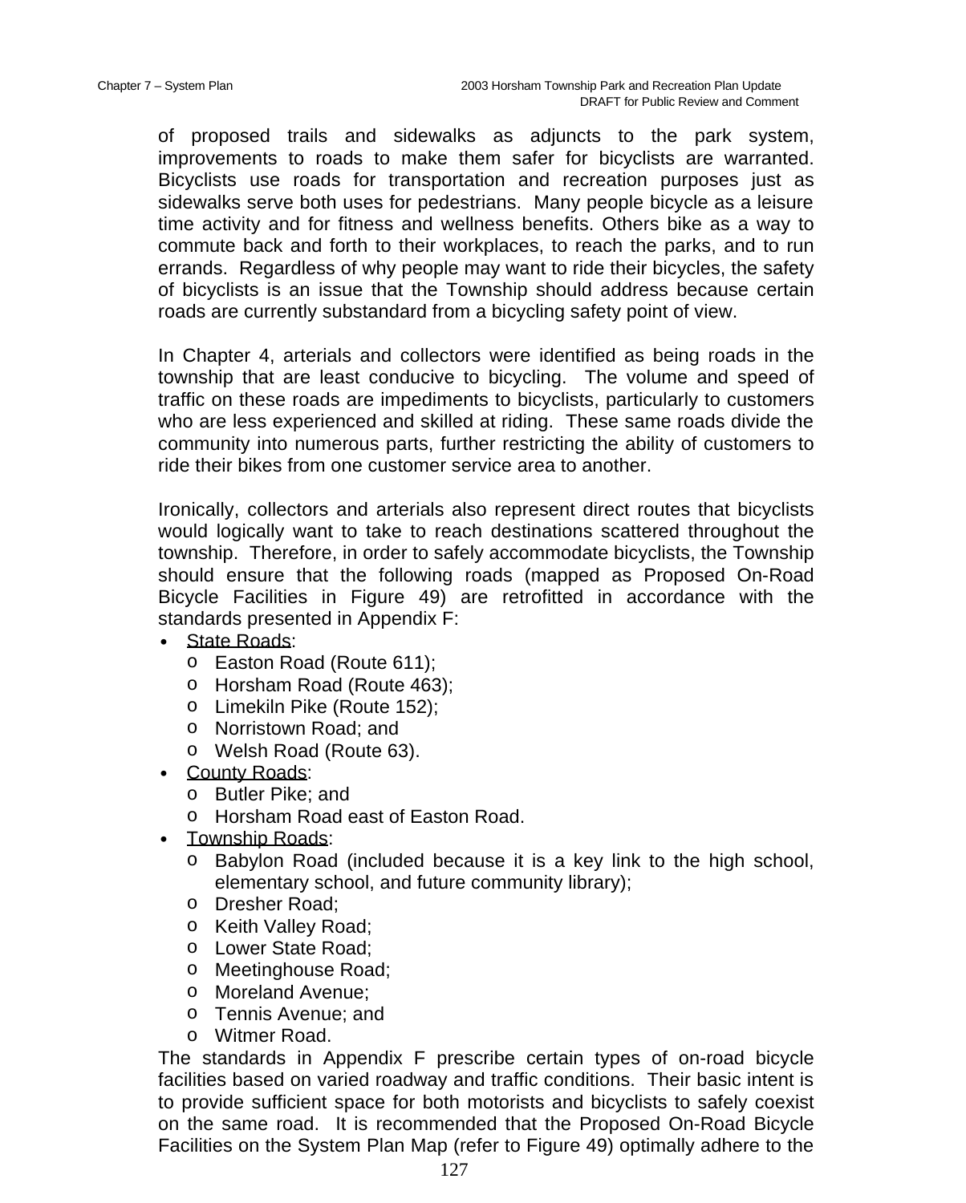of proposed trails and sidewalks as adjuncts to the park system, improvements to roads to make them safer for bicyclists are warranted. Bicyclists use roads for transportation and recreation purposes just as sidewalks serve both uses for pedestrians. Many people bicycle as a leisure time activity and for fitness and wellness benefits. Others bike as a way to commute back and forth to their workplaces, to reach the parks, and to run errands. Regardless of why people may want to ride their bicycles, the safety of bicyclists is an issue that the Township should address because certain roads are currently substandard from a bicycling safety point of view.

In Chapter 4, arterials and collectors were identified as being roads in the township that are least conducive to bicycling. The volume and speed of traffic on these roads are impediments to bicyclists, particularly to customers who are less experienced and skilled at riding. These same roads divide the community into numerous parts, further restricting the ability of customers to ride their bikes from one customer service area to another.

Ironically, collectors and arterials also represent direct routes that bicyclists would logically want to take to reach destinations scattered throughout the township. Therefore, in order to safely accommodate bicyclists, the Township should ensure that the following roads (mapped as Proposed On-Road Bicycle Facilities in Figure 49) are retrofitted in accordance with the standards presented in Appendix F:

- State Roads:
  - Easton Road (Route 611);
  - Horsham Road (Route 463);
  - Limekiln Pike (Route 152);
  - Norristown Road; and
  - Welsh Road (Route 63).
- County Roads:
  - Butler Pike; and
  - Horsham Road east of Easton Road.
- Township Roads:
  - Babylon Road (included because it is a key link to the high school, elementary school, and future community library);
  - Dresher Road;
  - Keith Valley Road;
  - Lower State Road;
  - Meetinghouse Road;
  - Moreland Avenue;
  - Tennis Avenue; and
  - Witmer Road.

The standards in Appendix F prescribe certain types of on-road bicycle facilities based on varied roadway and traffic conditions. Their basic intent is to provide sufficient space for both motorists and bicyclists to safely coexist on the same road. It is recommended that the Proposed On-Road Bicycle Facilities on the System Plan Map (refer to Figure 49) optimally adhere to the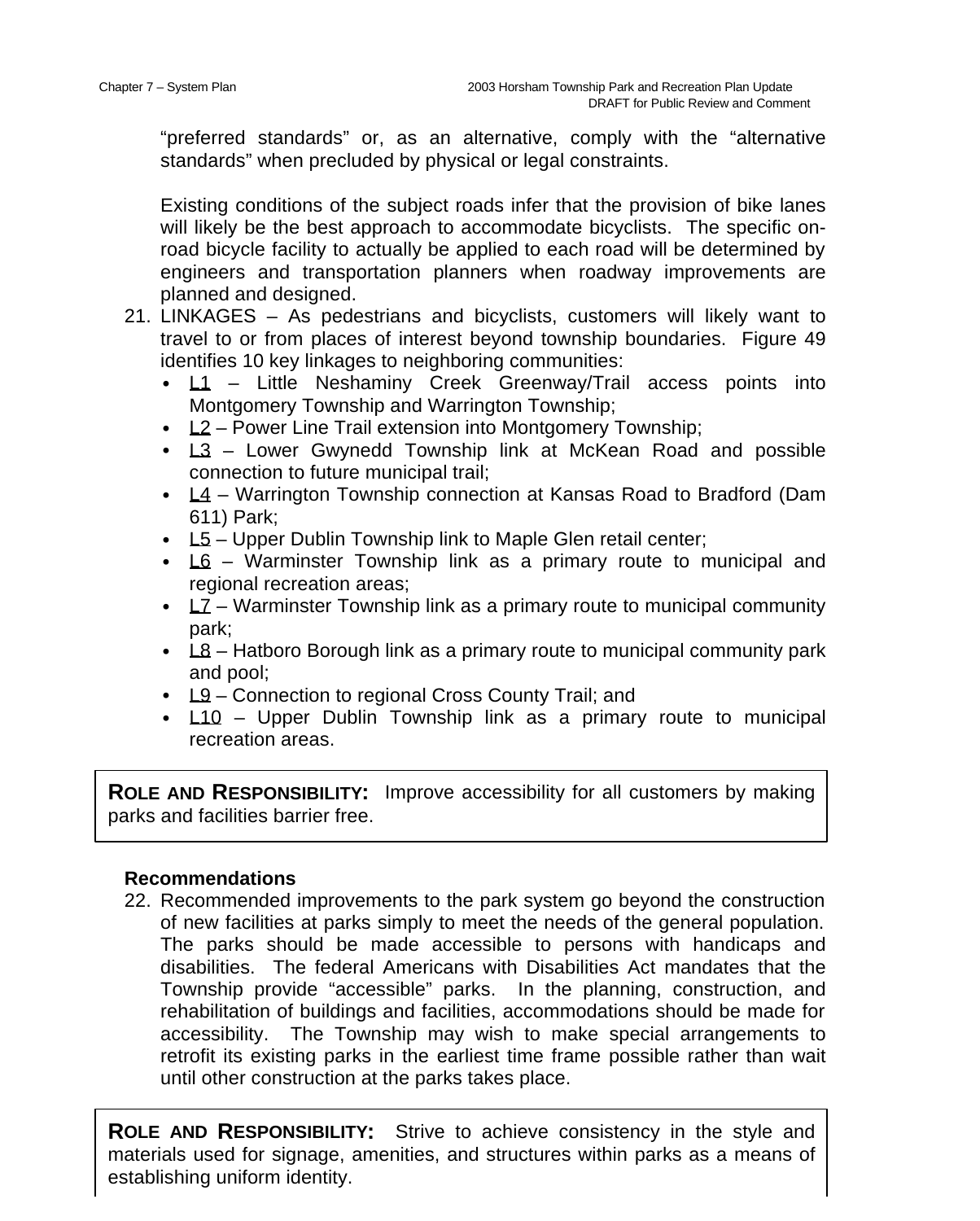"preferred standards" or, as an alternative, comply with the "alternative standards" when precluded by physical or legal constraints.

Existing conditions of the subject roads infer that the provision of bike lanes will likely be the best approach to accommodate bicyclists. The specific on-road bicycle facility to actually be applied to each road will be determined by engineers and transportation planners when roadway improvements are planned and designed.

21. LINKAGES – As pedestrians and bicyclists, customers will likely want to travel to or from places of interest beyond township boundaries. Figure 49 identifies 10 key linkages to neighboring communities:
    - L1 – Little Neshaminy Creek Greenway/Trail access points into Montgomery Township and Warrington Township;
    - L2 – Power Line Trail extension into Montgomery Township;
    - L3 – Lower Gwynedd Township link at McKean Road and possible connection to future municipal trail;
    - L4 – Warrington Township connection at Kansas Road to Bradford (Dam 611) Park;
    - L5 – Upper Dublin Township link to Maple Glen retail center;
    - L6 – Warminster Township link as a primary route to municipal and regional recreation areas;
    - L7 – Warminster Township link as a primary route to municipal community park;
    - L8 – Hatboro Borough link as a primary route to municipal community park and pool;
    - L9 – Connection to regional Cross County Trail; and
    - L10 – Upper Dublin Township link as a primary route to municipal recreation areas.

**ROLE AND RESPONSIBILITY:** Improve accessibility for all customers by making parks and facilities barrier free.

**Recommendations**

22. Recommended improvements to the park system go beyond the construction of new facilities at parks simply to meet the needs of the general population. The parks should be made accessible to persons with handicaps and disabilities. The federal Americans with Disabilities Act mandates that the Township provide "accessible" parks. In the planning, construction, and rehabilitation of buildings and facilities, accommodations should be made for accessibility. The Township may wish to make special arrangements to retrofit its existing parks in the earliest time frame possible rather than wait until other construction at the parks takes place.

**ROLE AND RESPONSIBILITY:** Strive to achieve consistency in the style and materials used for signage, amenities, and structures within parks as a means of establishing uniform identity.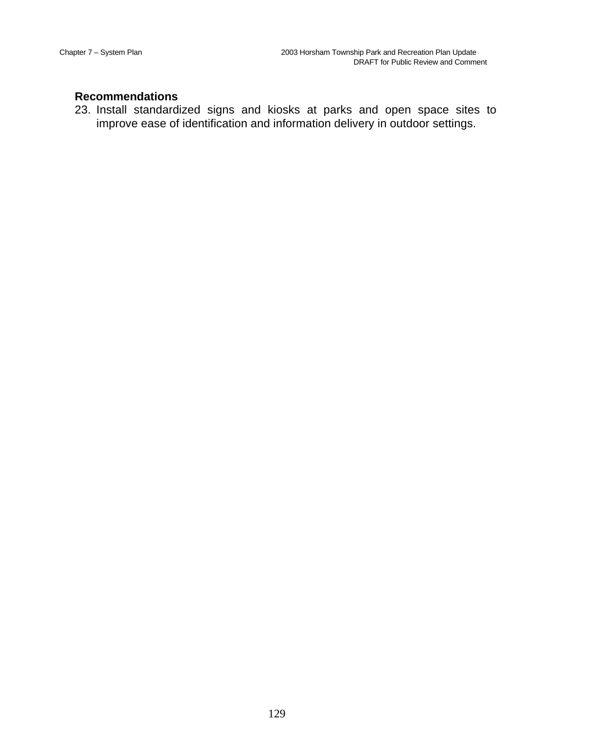### Recommendations

23. Install standardized signs and kiosks at parks and open space sites to improve ease of identification and information delivery in outdoor settings.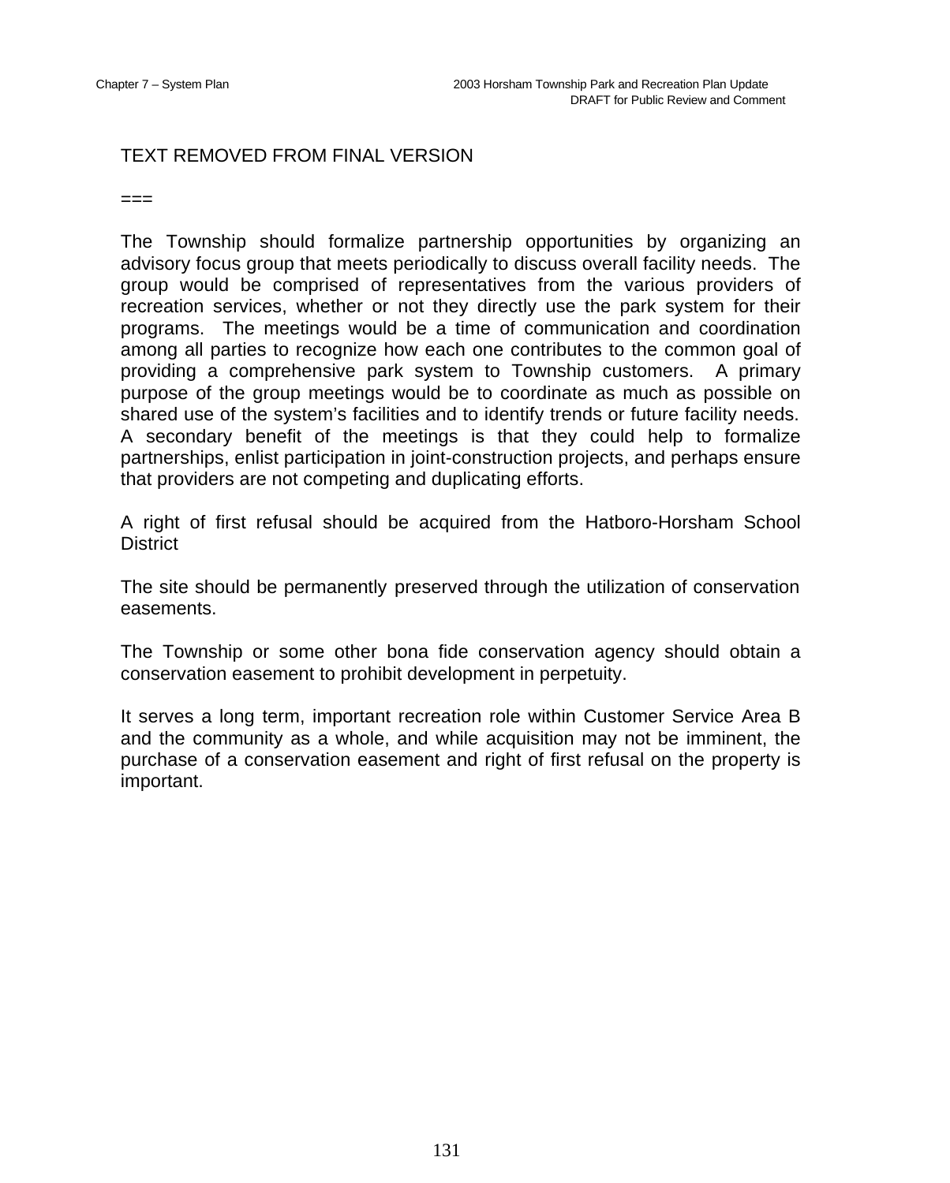TEXT REMOVED FROM FINAL VERSION

===

The Township should formalize partnership opportunities by organizing an advisory focus group that meets periodically to discuss overall facility needs. The group would be comprised of representatives from the various providers of recreation services, whether or not they directly use the park system for their programs. The meetings would be a time of communication and coordination among all parties to recognize how each one contributes to the common goal of providing a comprehensive park system to Township customers. A primary purpose of the group meetings would be to coordinate as much as possible on shared use of the system's facilities and to identify trends or future facility needs. A secondary benefit of the meetings is that they could help to formalize partnerships, enlist participation in joint-construction projects, and perhaps ensure that providers are not competing and duplicating efforts.

A right of first refusal should be acquired from the Hatboro-Horsham School District

The site should be permanently preserved through the utilization of conservation easements.

The Township or some other bona fide conservation agency should obtain a conservation easement to prohibit development in perpetuity.

It serves a long term, important recreation role within Customer Service Area B and the community as a whole, and while acquisition may not be imminent, the purchase of a conservation easement and right of first refusal on the property is important.